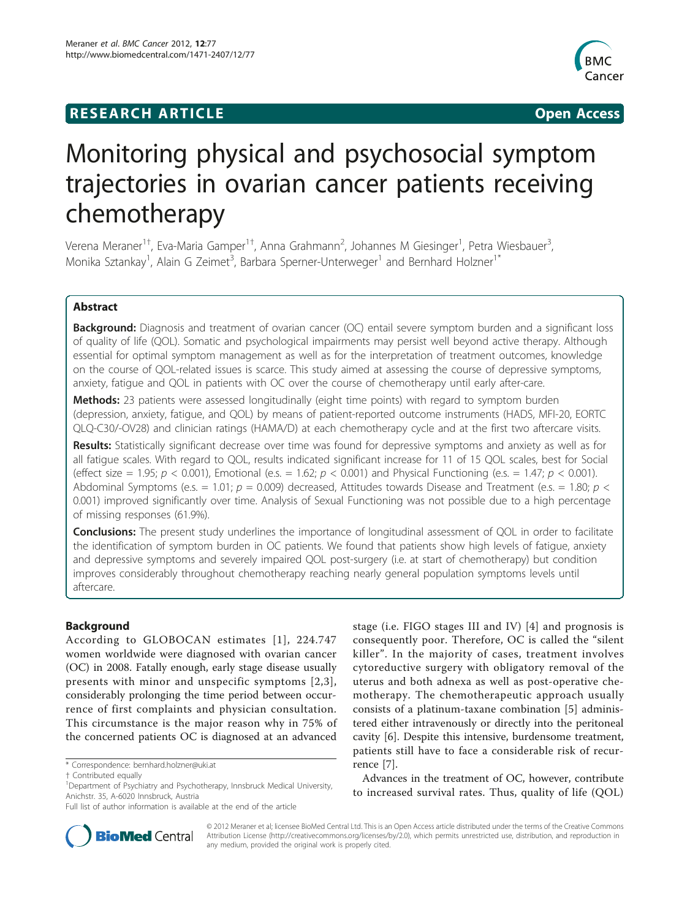**RESEARCH ARTICLE** **Open Access**

# Monitoring physical and psychosocial symptom trajectories in ovarian cancer patients receiving chemotherapy

Verena Meraner[1†], Eva-Maria Gamper[1†], Anna Grahmann[2], Johannes M Giesinger[1], Petra Wiesbauer[3], Monika Sztankay[1], Alain G Zeimet[3], Barbara Sperner-Unterweger[1] and Bernhard Holzner[1*]

## Abstract

**Background:** Diagnosis and treatment of ovarian cancer (OC) entail severe symptom burden and a significant loss of quality of life (QOL). Somatic and psychological impairments may persist well beyond active therapy. Although essential for optimal symptom management as well as for the interpretation of treatment outcomes, knowledge on the course of QOL-related issues is scarce. This study aimed at assessing the course of depressive symptoms, anxiety, fatigue and QOL in patients with OC over the course of chemotherapy until early after-care.

**Methods:** 23 patients were assessed longitudinally (eight time points) with regard to symptom burden (depression, anxiety, fatigue, and QOL) by means of patient-reported outcome instruments (HADS, MFI-20, EORTC QLQ-C30/-OV28) and clinician ratings (HAMA/D) at each chemotherapy cycle and at the first two aftercare visits.

**Results:** Statistically significant decrease over time was found for depressive symptoms and anxiety as well as for all fatigue scales. With regard to QOL, results indicated significant increase for 11 of 15 QOL scales, best for Social (effect size = 1.95; $p < 0.001$), Emotional (e.s. = 1.62; $p < 0.001$) and Physical Functioning (e.s. = 1.47; $p < 0.001$). Abdominal Symptoms (e.s. = 1.01; $p = 0.009$) decreased, Attitudes towards Disease and Treatment (e.s. = 1.80; $p < 0.001$) improved significantly over time. Analysis of Sexual Functioning was not possible due to a high percentage of missing responses (61.9%).

**Conclusions:** The present study underlines the importance of longitudinal assessment of QOL in order to facilitate the identification of symptom burden in OC patients. We found that patients show high levels of fatigue, anxiety and depressive symptoms and severely impaired QOL post-surgery (i.e. at start of chemotherapy) but condition improves considerably throughout chemotherapy reaching nearly general population symptoms levels until aftercare.

## Background

According to GLOBOCAN estimates [1], 224.747 women worldwide were diagnosed with ovarian cancer (OC) in 2008. Fatally enough, early stage disease usually presents with minor and unspecific symptoms [2,3], considerably prolonging the time period between occurrence of first complaints and physician consultation. This circumstance is the major reason why in 75% of the concerned patients OC is diagnosed at an advanced stage (i.e. FIGO stages III and IV) [4] and prognosis is consequently poor. Therefore, OC is called the "silent killer". In the majority of cases, treatment involves cytoreductive surgery with obligatory removal of the uterus and both adnexa as well as post-operative chemotherapy. The chemotherapeutic approach usually consists of a platinum-taxane combination [5] administered either intravenously or directly into the peritoneal cavity [6]. Despite this intensive, burdensome treatment, patients still have to face a considerable risk of recurrence [7].

Advances in the treatment of OC, however, contribute to increased survival rates. Thus, quality of life (QOL)

\* Correspondence: bernhard.holzner@uki.at
† Contributed equally
[1]Department of Psychiatry and Psychotherapy, Innsbruck Medical University, Anichstr. 35, A-6020 Innsbruck, Austria
Full list of author information is available at the end of the article

© 2012 Meraner et al; licensee BioMed Central Ltd. This is an Open Access article distributed under the terms of the Creative Commons Attribution License (http://creativecommons.org/licenses/by/2.0), which permits unrestricted use, distribution, and reproduction in any medium, provided the original work is properly cited.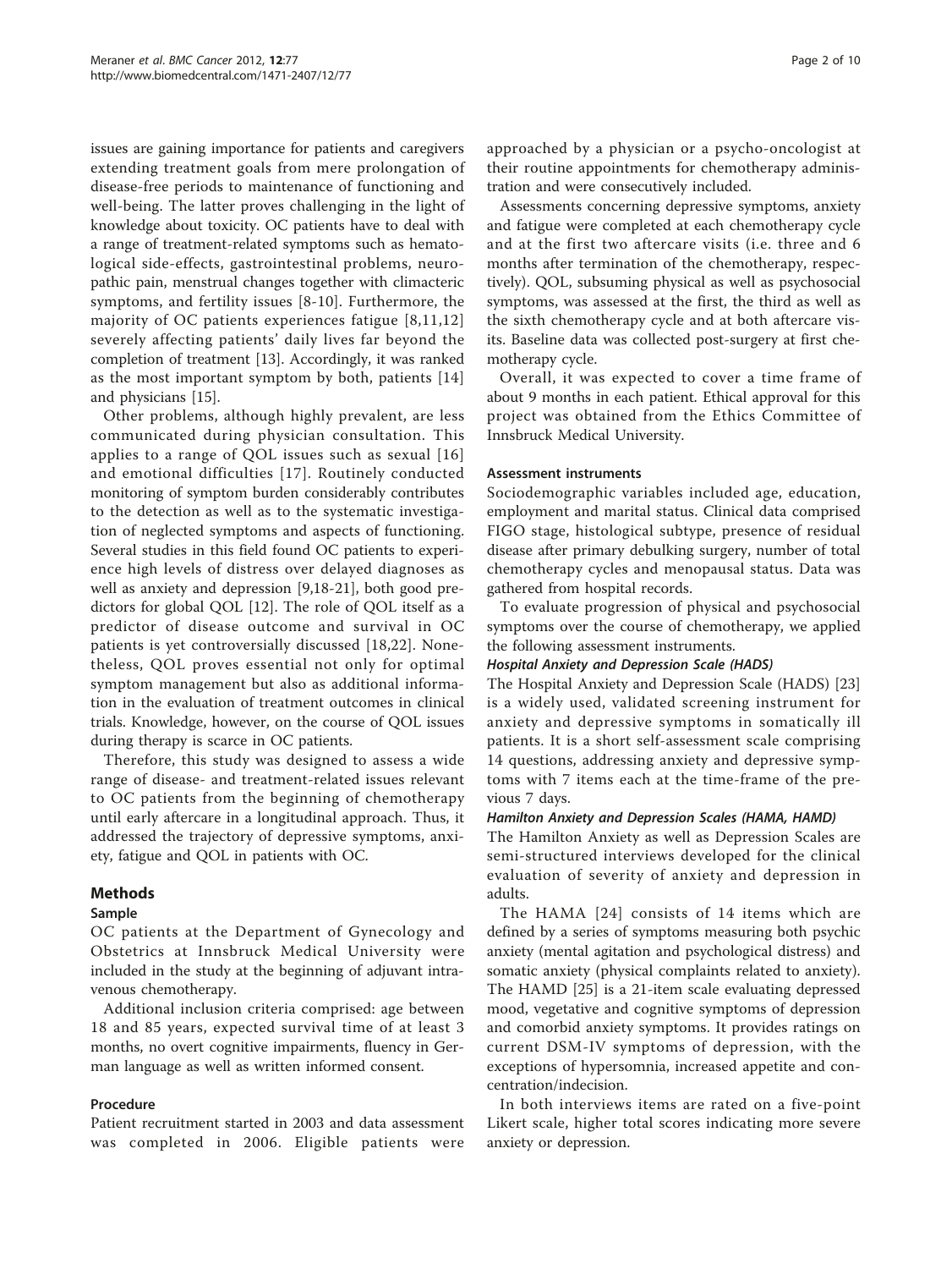issues are gaining importance for patients and caregivers extending treatment goals from mere prolongation of disease-free periods to maintenance of functioning and well-being. The latter proves challenging in the light of knowledge about toxicity. OC patients have to deal with a range of treatment-related symptoms such as hematological side-effects, gastrointestinal problems, neuropathic pain, menstrual changes together with climacteric symptoms, and fertility issues [8-10]. Furthermore, the majority of OC patients experiences fatigue [8,11,12] severely affecting patients' daily lives far beyond the completion of treatment [13]. Accordingly, it was ranked as the most important symptom by both, patients [14] and physicians [15].

Other problems, although highly prevalent, are less communicated during physician consultation. This applies to a range of QOL issues such as sexual [16] and emotional difficulties [17]. Routinely conducted monitoring of symptom burden considerably contributes to the detection as well as to the systematic investigation of neglected symptoms and aspects of functioning. Several studies in this field found OC patients to experience high levels of distress over delayed diagnoses as well as anxiety and depression [9,18-21], both good predictors for global QOL [12]. The role of QOL itself as a predictor of disease outcome and survival in OC patients is yet controversially discussed [18,22]. Nonetheless, QOL proves essential not only for optimal symptom management but also as additional information in the evaluation of treatment outcomes in clinical trials. Knowledge, however, on the course of QOL issues during therapy is scarce in OC patients.

Therefore, this study was designed to assess a wide range of disease- and treatment-related issues relevant to OC patients from the beginning of chemotherapy until early aftercare in a longitudinal approach. Thus, it addressed the trajectory of depressive symptoms, anxiety, fatigue and QOL in patients with OC.

## Methods

### Sample

OC patients at the Department of Gynecology and Obstetrics at Innsbruck Medical University were included in the study at the beginning of adjuvant intravenous chemotherapy.

Additional inclusion criteria comprised: age between 18 and 85 years, expected survival time of at least 3 months, no overt cognitive impairments, fluency in German language as well as written informed consent.

### Procedure

Patient recruitment started in 2003 and data assessment was completed in 2006. Eligible patients were approached by a physician or a psycho-oncologist at their routine appointments for chemotherapy administration and were consecutively included.

Assessments concerning depressive symptoms, anxiety and fatigue were completed at each chemotherapy cycle and at the first two aftercare visits (i.e. three and 6 months after termination of the chemotherapy, respectively). QOL, subsuming physical as well as psychosocial symptoms, was assessed at the first, the third as well as the sixth chemotherapy cycle and at both aftercare visits. Baseline data was collected post-surgery at first chemotherapy cycle.

Overall, it was expected to cover a time frame of about 9 months in each patient. Ethical approval for this project was obtained from the Ethics Committee of Innsbruck Medical University.

### Assessment instruments

Sociodemographic variables included age, education, employment and marital status. Clinical data comprised FIGO stage, histological subtype, presence of residual disease after primary debulking surgery, number of total chemotherapy cycles and menopausal status. Data was gathered from hospital records.

To evaluate progression of physical and psychosocial symptoms over the course of chemotherapy, we applied the following assessment instruments.

#### *Hospital Anxiety and Depression Scale (HADS)*

The Hospital Anxiety and Depression Scale (HADS) [23] is a widely used, validated screening instrument for anxiety and depressive symptoms in somatically ill patients. It is a short self-assessment scale comprising 14 questions, addressing anxiety and depressive symptoms with 7 items each at the time-frame of the previous 7 days.

#### *Hamilton Anxiety and Depression Scales (HAMA, HAMD)*

The Hamilton Anxiety as well as Depression Scales are semi-structured interviews developed for the clinical evaluation of severity of anxiety and depression in adults.

The HAMA [24] consists of 14 items which are defined by a series of symptoms measuring both psychic anxiety (mental agitation and psychological distress) and somatic anxiety (physical complaints related to anxiety). The HAMD [25] is a 21-item scale evaluating depressed mood, vegetative and cognitive symptoms of depression and comorbid anxiety symptoms. It provides ratings on current DSM-IV symptoms of depression, with the exceptions of hypersomnia, increased appetite and concentration/indecision.

In both interviews items are rated on a five-point Likert scale, higher total scores indicating more severe anxiety or depression.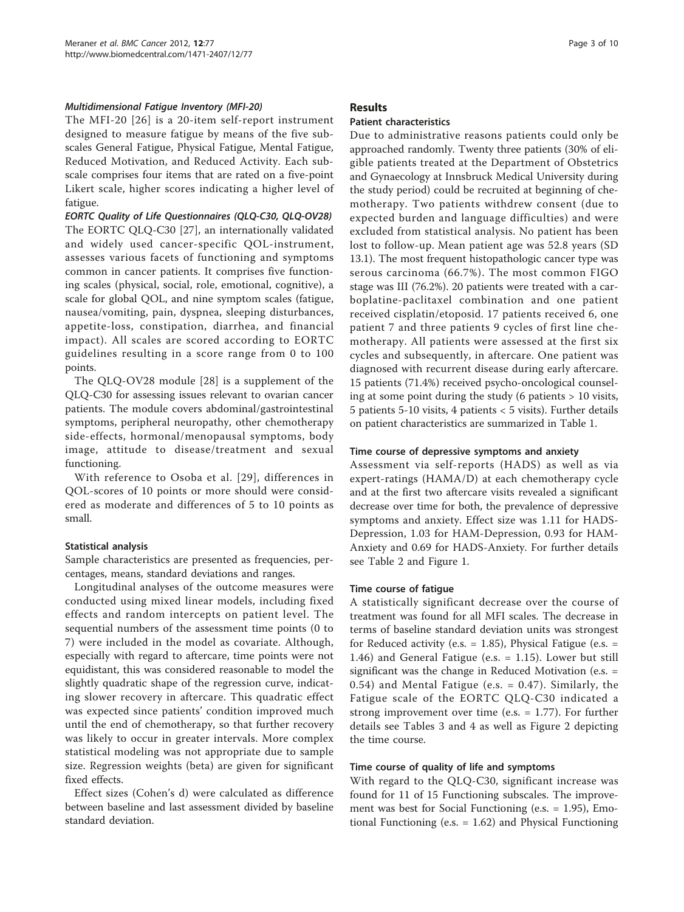#### *Multidimensional Fatigue Inventory (MFI-20)*

The MFI-20 [26] is a 20-item self-report instrument designed to measure fatigue by means of the five subscales General Fatigue, Physical Fatigue, Mental Fatigue, Reduced Motivation, and Reduced Activity. Each subscale comprises four items that are rated on a five-point Likert scale, higher scores indicating a higher level of fatigue.

#### *EORTC Quality of Life Questionnaires (QLQ-C30, QLQ-OV28)*

The EORTC QLQ-C30 [27], an internationally validated and widely used cancer-specific QOL-instrument, assesses various facets of functioning and symptoms common in cancer patients. It comprises five functioning scales (physical, social, role, emotional, cognitive), a scale for global QOL, and nine symptom scales (fatigue, nausea/vomiting, pain, dyspnea, sleeping disturbances, appetite-loss, constipation, diarrhea, and financial impact). All scales are scored according to EORTC guidelines resulting in a score range from 0 to 100 points.

The QLQ-OV28 module [28] is a supplement of the QLQ-C30 for assessing issues relevant to ovarian cancer patients. The module covers abdominal/gastrointestinal symptoms, peripheral neuropathy, other chemotherapy side-effects, hormonal/menopausal symptoms, body image, attitude to disease/treatment and sexual functioning.

With reference to Osoba et al. [29], differences in QOL-scores of 10 points or more should were considered as moderate and differences of 5 to 10 points as small.

### Statistical analysis

Sample characteristics are presented as frequencies, percentages, means, standard deviations and ranges.

Longitudinal analyses of the outcome measures were conducted using mixed linear models, including fixed effects and random intercepts on patient level. The sequential numbers of the assessment time points (0 to 7) were included in the model as covariate. Although, especially with regard to aftercare, time points were not equidistant, this was considered reasonable to model the slightly quadratic shape of the regression curve, indicating slower recovery in aftercare. This quadratic effect was expected since patients' condition improved much until the end of chemotherapy, so that further recovery was likely to occur in greater intervals. More complex statistical modeling was not appropriate due to sample size. Regression weights (beta) are given for significant fixed effects.

Effect sizes (Cohen's d) were calculated as difference between baseline and last assessment divided by baseline standard deviation.

## Results

### Patient characteristics

Due to administrative reasons patients could only be approached randomly. Twenty three patients (30% of eligible patients treated at the Department of Obstetrics and Gynaecology at Innsbruck Medical University during the study period) could be recruited at beginning of chemotherapy. Two patients withdrew consent (due to expected burden and language difficulties) and were excluded from statistical analysis. No patient has been lost to follow-up. Mean patient age was 52.8 years (SD 13.1). The most frequent histopathologic cancer type was serous carcinoma (66.7%). The most common FIGO stage was III (76.2%). 20 patients were treated with a carboplatine-paclitaxel combination and one patient received cisplatin/etoposid. 17 patients received 6, one patient 7 and three patients 9 cycles of first line chemotherapy. All patients were assessed at the first six cycles and subsequently, in aftercare. One patient was diagnosed with recurrent disease during early aftercare. 15 patients (71.4%) received psycho-oncological counseling at some point during the study (6 patients > 10 visits, 5 patients 5-10 visits, 4 patients < 5 visits). Further details on patient characteristics are summarized in Table 1.

### Time course of depressive symptoms and anxiety

Assessment via self-reports (HADS) as well as via expert-ratings (HAMA/D) at each chemotherapy cycle and at the first two aftercare visits revealed a significant decrease over time for both, the prevalence of depressive symptoms and anxiety. Effect size was 1.11 for HADS-Depression, 1.03 for HAM-Depression, 0.93 for HAM-Anxiety and 0.69 for HADS-Anxiety. For further details see Table 2 and Figure 1.

### Time course of fatigue

A statistically significant decrease over the course of treatment was found for all MFI scales. The decrease in terms of baseline standard deviation units was strongest for Reduced activity (e.s. = 1.85), Physical Fatigue (e.s. = 1.46) and General Fatigue (e.s. = 1.15). Lower but still significant was the change in Reduced Motivation (e.s. = 0.54) and Mental Fatigue (e.s. = 0.47). Similarly, the Fatigue scale of the EORTC QLQ-C30 indicated a strong improvement over time (e.s. = 1.77). For further details see Tables 3 and 4 as well as Figure 2 depicting the time course.

### Time course of quality of life and symptoms

With regard to the QLQ-C30, significant increase was found for 11 of 15 Functioning subscales. The improvement was best for Social Functioning (e.s. = 1.95), Emotional Functioning (e.s. = 1.62) and Physical Functioning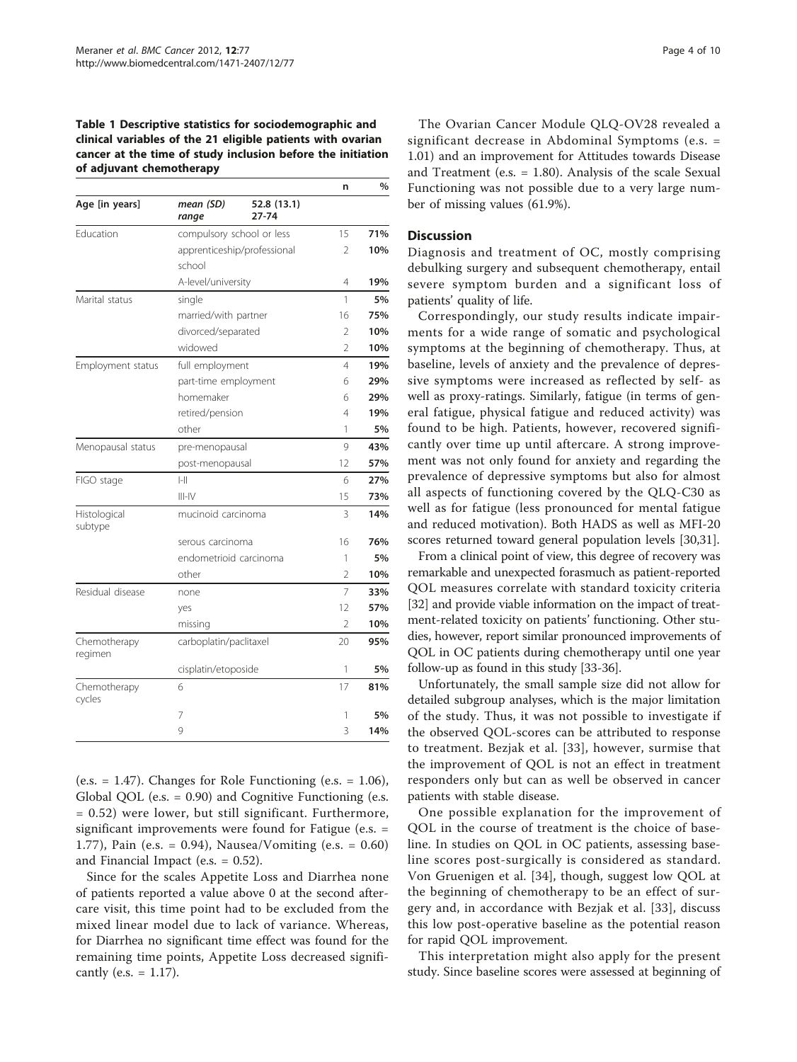**Table 1 Descriptive statistics for sociodemographic and clinical variables of the 21 eligible patients with ovarian cancer at the time of study inclusion before the initiation of adjuvant chemotherapy**

| | | n | % |
|---|---|---|---|
| **Age [in years]** | *mean (SD)* **52.8 (13.1)** *range* **27-74** | | |
| Education | compulsory school or less | 15 | **71%** |
| | apprenticeship/professional school | 2 | **10%** |
| | A-level/university | 4 | **19%** |
| Marital status | single | 1 | **5%** |
| | married/with partner | 16 | **75%** |
| | divorced/separated | 2 | **10%** |
| | widowed | 2 | **10%** |
| Employment status | full employment | 4 | **19%** |
| | part-time employment | 6 | **29%** |
| | homemaker | 6 | **29%** |
| | retired/pension | 4 | **19%** |
| | other | 1 | **5%** |
| Menopausal status | pre-menopausal | 9 | **43%** |
| | post-menopausal | 12 | **57%** |
| FIGO stage | I-II | 6 | **27%** |
| | III-IV | 15 | **73%** |
| Histological subtype | mucinoid carcinoma | 3 | **14%** |
| | serous carcinoma | 16 | **76%** |
| | endometrioid carcinoma | 1 | **5%** |
| | other | 2 | **10%** |
| Residual disease | none | 7 | **33%** |
| | yes | 12 | **57%** |
| | missing | 2 | **10%** |
| Chemotherapy regimen | carboplatin/paclitaxel | 20 | **95%** |
| | cisplatin/etoposide | 1 | **5%** |
| Chemotherapy cycles | 6 | 17 | **81%** |
| | 7 | 1 | **5%** |
| | 9 | 3 | **14%** |

(e.s. = 1.47). Changes for Role Functioning (e.s. = 1.06), Global QOL (e.s. = 0.90) and Cognitive Functioning (e.s. = 0.52) were lower, but still significant. Furthermore, significant improvements were found for Fatigue (e.s. = 1.77), Pain (e.s. = 0.94), Nausea/Vomiting (e.s. = 0.60) and Financial Impact (e.s. = 0.52).

Since for the scales Appetite Loss and Diarrhea none of patients reported a value above 0 at the second aftercare visit, this time point had to be excluded from the mixed linear model due to lack of variance. Whereas, for Diarrhea no significant time effect was found for the remaining time points, Appetite Loss decreased significantly (e.s. = 1.17).

The Ovarian Cancer Module QLQ-OV28 revealed a significant decrease in Abdominal Symptoms (e.s. = 1.01) and an improvement for Attitudes towards Disease and Treatment (e.s. = 1.80). Analysis of the scale Sexual Functioning was not possible due to a very large number of missing values (61.9%).

## Discussion

Diagnosis and treatment of OC, mostly comprising debulking surgery and subsequent chemotherapy, entail severe symptom burden and a significant loss of patients' quality of life.

Correspondingly, our study results indicate impairments for a wide range of somatic and psychological symptoms at the beginning of chemotherapy. Thus, at baseline, levels of anxiety and the prevalence of depressive symptoms were increased as reflected by self- as well as proxy-ratings. Similarly, fatigue (in terms of general fatigue, physical fatigue and reduced activity) was found to be high. Patients, however, recovered significantly over time up until aftercare. A strong improvement was not only found for anxiety and regarding the prevalence of depressive symptoms but also for almost all aspects of functioning covered by the QLQ-C30 as well as for fatigue (less pronounced for mental fatigue and reduced motivation). Both HADS as well as MFI-20 scores returned toward general population levels [30,31].

From a clinical point of view, this degree of recovery was remarkable and unexpected forasmuch as patient-reported QOL measures correlate with standard toxicity criteria [32] and provide viable information on the impact of treatment-related toxicity on patients' functioning. Other studies, however, report similar pronounced improvements of QOL in OC patients during chemotherapy until one year follow-up as found in this study [33-36].

Unfortunately, the small sample size did not allow for detailed subgroup analyses, which is the major limitation of the study. Thus, it was not possible to investigate if the observed QOL-scores can be attributed to response to treatment. Bezjak et al. [33], however, surmise that the improvement of QOL is not an effect in treatment responders only but can as well be observed in cancer patients with stable disease.

One possible explanation for the improvement of QOL in the course of treatment is the choice of baseline. In studies on QOL in OC patients, assessing baseline scores post-surgically is considered as standard. Von Gruenigen et al. [34], though, suggest low QOL at the beginning of chemotherapy to be an effect of surgery and, in accordance with Bezjak et al. [33], discuss this low post-operative baseline as the potential reason for rapid QOL improvement.

This interpretation might also apply for the present study. Since baseline scores were assessed at beginning of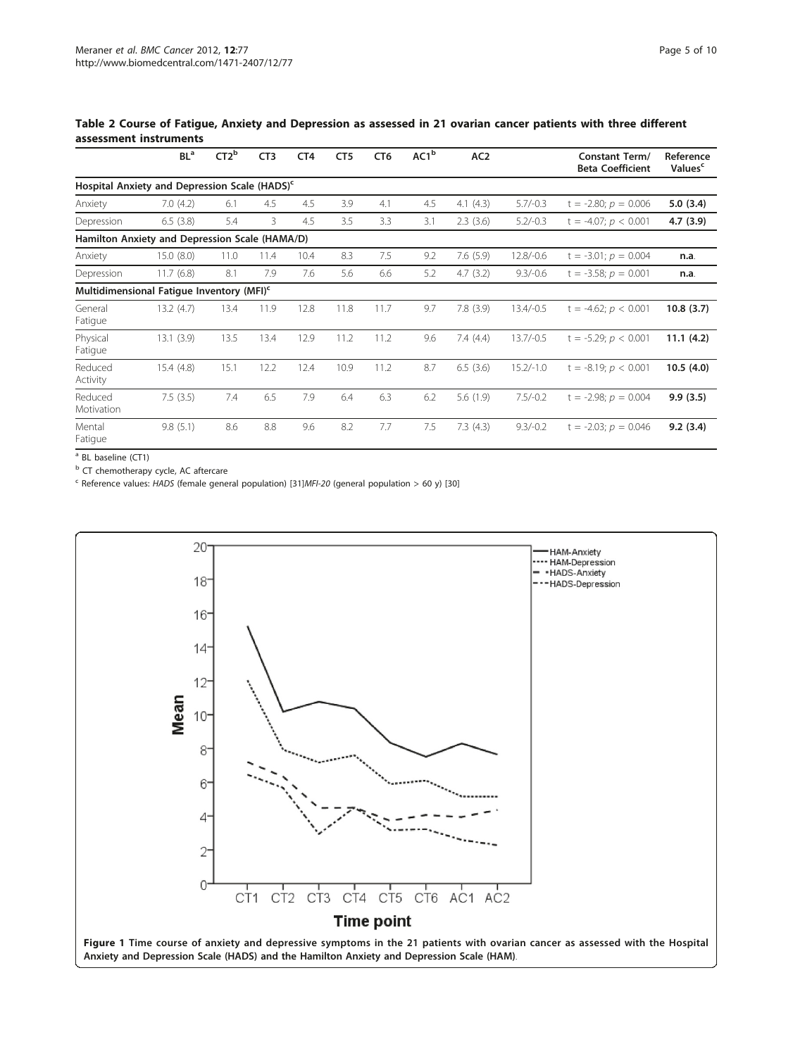**Table 2 Course of Fatigue, Anxiety and Depression as assessed in 21 ovarian cancer patients with three different assessment instruments**

| | BL[a] | CT2[b] | CT3 | CT4 | CT5 | CT6 | AC1[b] | AC2 | | Constant Term/ Beta Coefficient | Reference Values[c] |
|---|---|---|---|---|---|---|---|---|---|---|---|
| **Hospital Anxiety and Depression Scale (HADS)[c]** | | | | | | | | | | | |
| Anxiety | 7.0 (4.2) | 6.1 | 4.5 | 4.5 | 3.9 | 4.1 | 4.5 | 4.1 (4.3) | 5.7/-0.3 | t = -2.80; $p = 0.006$ | **5.0 (3.4)** |
| Depression | 6.5 (3.8) | 5.4 | 3 | 4.5 | 3.5 | 3.3 | 3.1 | 2.3 (3.6) | 5.2/-0.3 | t = -4.07; $p < 0.001$ | **4.7 (3.9)** |
| **Hamilton Anxiety and Depression Scale (HAMA/D)** | | | | | | | | | | | |
| Anxiety | 15.0 (8.0) | 11.0 | 11.4 | 10.4 | 8.3 | 7.5 | 9.2 | 7.6 (5.9) | 12.8/-0.6 | t = -3.01; $p = 0.004$ | **n.a.** |
| Depression | 11.7 (6.8) | 8.1 | 7.9 | 7.6 | 5.6 | 6.6 | 5.2 | 4.7 (3.2) | 9.3/-0.6 | t = -3.58; $p = 0.001$ | **n.a.** |
| **Multidimensional Fatigue Inventory (MFI)[c]** | | | | | | | | | | | |
| General Fatigue | 13.2 (4.7) | 13.4 | 11.9 | 12.8 | 11.8 | 11.7 | 9.7 | 7.8 (3.9) | 13.4/-0.5 | t = -4.62; $p < 0.001$ | **10.8 (3.7)** |
| Physical Fatigue | 13.1 (3.9) | 13.5 | 13.4 | 12.9 | 11.2 | 11.2 | 9.6 | 7.4 (4.4) | 13.7/-0.5 | t = -5.29; $p < 0.001$ | **11.1 (4.2)** |
| Reduced Activity | 15.4 (4.8) | 15.1 | 12.2 | 12.4 | 10.9 | 11.2 | 8.7 | 6.5 (3.6) | 15.2/-1.0 | t = -8.19; $p < 0.001$ | **10.5 (4.0)** |
| Reduced Motivation | 7.5 (3.5) | 7.4 | 6.5 | 7.9 | 6.4 | 6.3 | 6.2 | 5.6 (1.9) | 7.5/-0.2 | t = -2.98; $p = 0.004$ | **9.9 (3.5)** |
| Mental Fatigue | 9.8 (5.1) | 8.6 | 8.8 | 9.6 | 8.2 | 7.7 | 7.5 | 7.3 (4.3) | 9.3/-0.2 | t = -2.03; $p = 0.046$ | **9.2 (3.4)** |

[a] BL baseline (CT1)

[b] CT chemotherapy cycle, AC aftercare

[c] Reference values: *HADS* (female general population) [31]*MFI-20* (general population > 60 y) [30]

**Figure 1 Time course of anxiety and depressive symptoms in the 21 patients with ovarian cancer as assessed with the Hospital Anxiety and Depression Scale (HADS) and the Hamilton Anxiety and Depression Scale (HAM)**.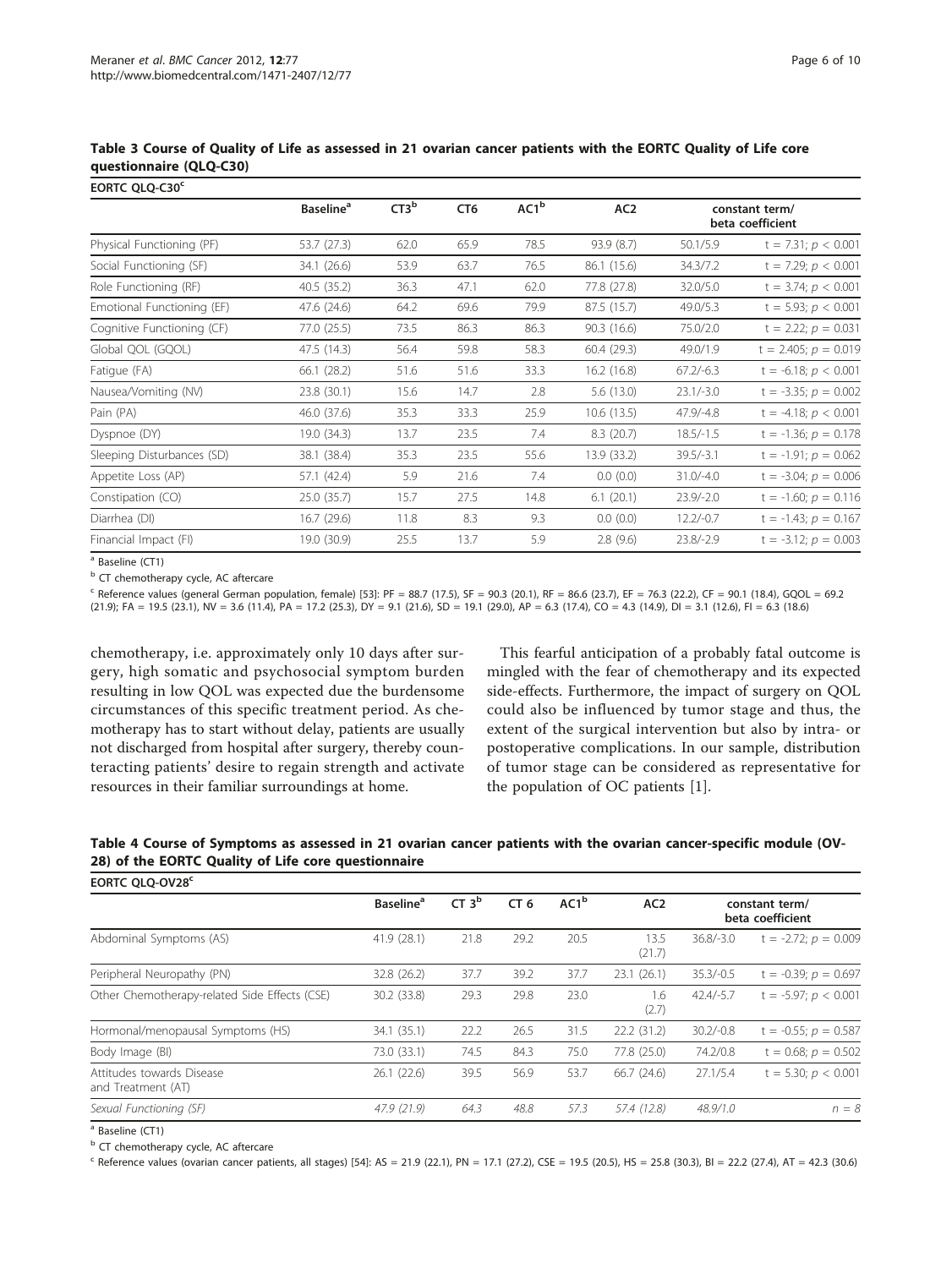**Table 3 Course of Quality of Life as assessed in 21 ovarian cancer patients with the EORTC Quality of Life core questionnaire (QLQ-C30)**

| EORTC QLQ-C30[c] | Baseline[a] | CT3[b] | CT6 | AC1[b] | AC2 | constant term/ beta coefficient | |
|---|---|---|---|---|---|---|---|
| Physical Functioning (PF) | 53.7 (27.3) | 62.0 | 65.9 | 78.5 | 93.9 (8.7) | 50.1/5.9 | $t = 7.31$; $p < 0.001$ |
| Social Functioning (SF) | 34.1 (26.6) | 53.9 | 63.7 | 76.5 | 86.1 (15.6) | 34.3/7.2 | $t = 7.29$; $p < 0.001$ |
| Role Functioning (RF) | 40.5 (35.2) | 36.3 | 47.1 | 62.0 | 77.8 (27.8) | 32.0/5.0 | $t = 3.74$; $p < 0.001$ |
| Emotional Functioning (EF) | 47.6 (24.6) | 64.2 | 69.6 | 79.9 | 87.5 (15.7) | 49.0/5.3 | $t = 5.93$; $p < 0.001$ |
| Cognitive Functioning (CF) | 77.0 (25.5) | 73.5 | 86.3 | 86.3 | 90.3 (16.6) | 75.0/2.0 | $t = 2.22$; $p = 0.031$ |
| Global QOL (GQOL) | 47.5 (14.3) | 56.4 | 59.8 | 58.3 | 60.4 (29.3) | 49.0/1.9 | $t = 2.405$; $p = 0.019$ |
| Fatigue (FA) | 66.1 (28.2) | 51.6 | 51.6 | 33.3 | 16.2 (16.8) | 67.2/-6.3 | $t = -6.18$; $p < 0.001$ |
| Nausea/Vomiting (NV) | 23.8 (30.1) | 15.6 | 14.7 | 2.8 | 5.6 (13.0) | 23.1/-3.0 | $t = -3.35$; $p = 0.002$ |
| Pain (PA) | 46.0 (37.6) | 35.3 | 33.3 | 25.9 | 10.6 (13.5) | 47.9/-4.8 | $t = -4.18$; $p < 0.001$ |
| Dyspnoe (DY) | 19.0 (34.3) | 13.7 | 23.5 | 7.4 | 8.3 (20.7) | 18.5/-1.5 | $t = -1.36$; $p = 0.178$ |
| Sleeping Disturbances (SD) | 38.1 (38.4) | 35.3 | 23.5 | 55.6 | 13.9 (33.2) | 39.5/-3.1 | $t = -1.91$; $p = 0.062$ |
| Appetite Loss (AP) | 57.1 (42.4) | 5.9 | 21.6 | 7.4 | 0.0 (0.0) | 31.0/-4.0 | $t = -3.04$; $p = 0.006$ |
| Constipation (CO) | 25.0 (35.7) | 15.7 | 27.5 | 14.8 | 6.1 (20.1) | 23.9/-2.0 | $t = -1.60$; $p = 0.116$ |
| Diarrhea (DI) | 16.7 (29.6) | 11.8 | 8.3 | 9.3 | 0.0 (0.0) | 12.2/-0.7 | $t = -1.43$; $p = 0.167$ |
| Financial Impact (FI) | 19.0 (30.9) | 25.5 | 13.7 | 5.9 | 2.8 (9.6) | 23.8/-2.9 | $t = -3.12$; $p = 0.003$ |

[a] Baseline (CT1)

[b] CT chemotherapy cycle, AC aftercare

[c] Reference values (general German population, female) [53]: PF = 88.7 (17.5), SF = 90.3 (20.1), RF = 86.6 (23.7), EF = 76.3 (22.2), CF = 90.1 (18.4), GQOL = 69.2 (21.9); FA = 19.5 (23.1), NV = 3.6 (11.4), PA = 17.2 (25.3), DY = 9.1 (21.6), SD = 19.1 (29.0), AP = 6.3 (17.4), CO = 4.3 (14.9), DI = 3.1 (12.6), FI = 6.3 (18.6)

chemotherapy, i.e. approximately only 10 days after surgery, high somatic and psychosocial symptom burden resulting in low QOL was expected due the burdensome circumstances of this specific treatment period. As chemotherapy has to start without delay, patients are usually not discharged from hospital after surgery, thereby counteracting patients' desire to regain strength and activate resources in their familiar surroundings at home.

This fearful anticipation of a probably fatal outcome is mingled with the fear of chemotherapy and its expected side-effects. Furthermore, the impact of surgery on QOL could also be influenced by tumor stage and thus, the extent of the surgical intervention but also by intra- or postoperative complications. In our sample, distribution of tumor stage can be considered as representative for the population of OC patients [1].

**Table 4 Course of Symptoms as assessed in 21 ovarian cancer patients with the ovarian cancer-specific module (OV-28) of the EORTC Quality of Life core questionnaire**

| EORTC QLQ-OV28[c] | Baseline[a] | CT 3[b] | CT 6 | AC1[b] | AC2 | constant term/ beta coefficient | |
|---|---|---|---|---|---|---|---|
| Abdominal Symptoms (AS) | 41.9 (28.1) | 21.8 | 29.2 | 20.5 | 13.5 (21.7) | 36.8/-3.0 | $t = -2.72$; $p = 0.009$ |
| Peripheral Neuropathy (PN) | 32.8 (26.2) | 37.7 | 39.2 | 37.7 | 23.1 (26.1) | 35.3/-0.5 | $t = -0.39$; $p = 0.697$ |
| Other Chemotherapy-related Side Effects (CSE) | 30.2 (33.8) | 29.3 | 29.8 | 23.0 | 1.6 (2.7) | 42.4/-5.7 | $t = -5.97$; $p < 0.001$ |
| Hormonal/menopausal Symptoms (HS) | 34.1 (35.1) | 22.2 | 26.5 | 31.5 | 22.2 (31.2) | 30.2/-0.8 | $t = -0.55$; $p = 0.587$ |
| Body Image (BI) | 73.0 (33.1) | 74.5 | 84.3 | 75.0 | 77.8 (25.0) | 74.2/0.8 | $t = 0.68$; $p = 0.502$ |
| Attitudes towards Disease and Treatment (AT) | 26.1 (22.6) | 39.5 | 56.9 | 53.7 | 66.7 (24.6) | 27.1/5.4 | $t = 5.30$; $p < 0.001$ |
| *Sexual Functioning (SF)* | *47.9 (21.9)* | *64.3* | *48.8* | *57.3* | *57.4 (12.8)* | *48.9/1.0* | *n = 8* |

[a] Baseline (CT1)

[b] CT chemotherapy cycle, AC aftercare

[c] Reference values (ovarian cancer patients, all stages) [54]: AS = 21.9 (22.1), PN = 17.1 (27.2), CSE = 19.5 (20.5), HS = 25.8 (30.3), BI = 22.2 (27.4), AT = 42.3 (30.6)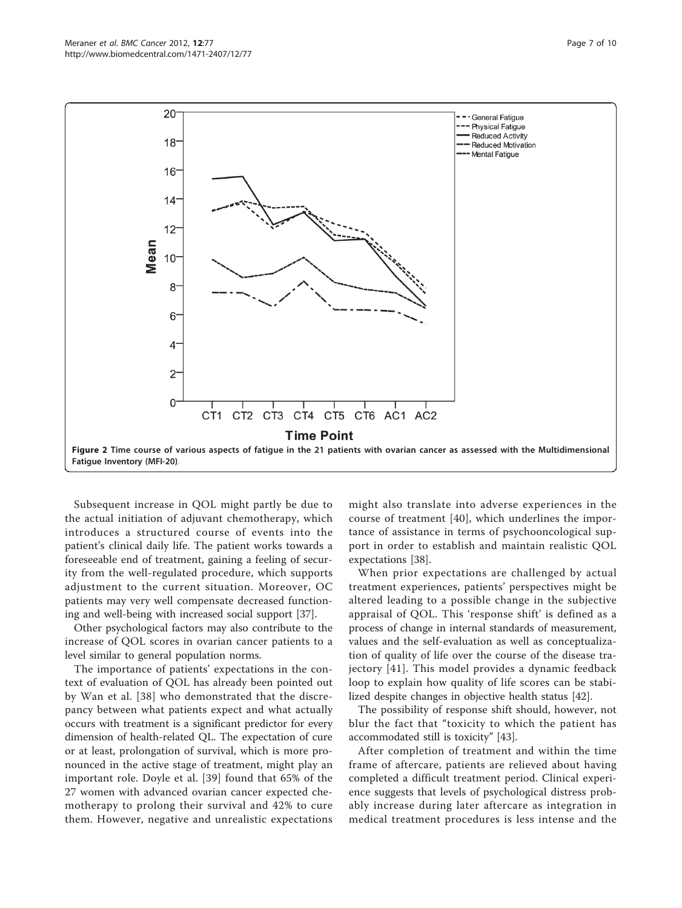Figure 2 Time course of various aspects of fatigue in the 21 patients with ovarian cancer as assessed with the Multidimensional Fatigue Inventory (MFI-20).

Subsequent increase in QOL might partly be due to the actual initiation of adjuvant chemotherapy, which introduces a structured course of events into the patient's clinical daily life. The patient works towards a foreseeable end of treatment, gaining a feeling of security from the well-regulated procedure, which supports adjustment to the current situation. Moreover, OC patients may very well compensate decreased functioning and well-being with increased social support [37].

Other psychological factors may also contribute to the increase of QOL scores in ovarian cancer patients to a level similar to general population norms.

The importance of patients' expectations in the context of evaluation of QOL has already been pointed out by Wan et al. [38] who demonstrated that the discrepancy between what patients expect and what actually occurs with treatment is a significant predictor for every dimension of health-related QL. The expectation of cure or at least, prolongation of survival, which is more pronounced in the active stage of treatment, might play an important role. Doyle et al. [39] found that 65% of the 27 women with advanced ovarian cancer expected chemotherapy to prolong their survival and 42% to cure them. However, negative and unrealistic expectations might also translate into adverse experiences in the course of treatment [40], which underlines the importance of assistance in terms of psychooncological support in order to establish and maintain realistic QOL expectations [38].

When prior expectations are challenged by actual treatment experiences, patients' perspectives might be altered leading to a possible change in the subjective appraisal of QOL. This 'response shift' is defined as a process of change in internal standards of measurement, values and the self-evaluation as well as conceptualization of quality of life over the course of the disease trajectory [41]. This model provides a dynamic feedback loop to explain how quality of life scores can be stabilized despite changes in objective health status [42].

The possibility of response shift should, however, not blur the fact that "toxicity to which the patient has accommodated still is toxicity" [43].

After completion of treatment and within the time frame of aftercare, patients are relieved about having completed a difficult treatment period. Clinical experience suggests that levels of psychological distress probably increase during later aftercare as integration in medical treatment procedures is less intense and the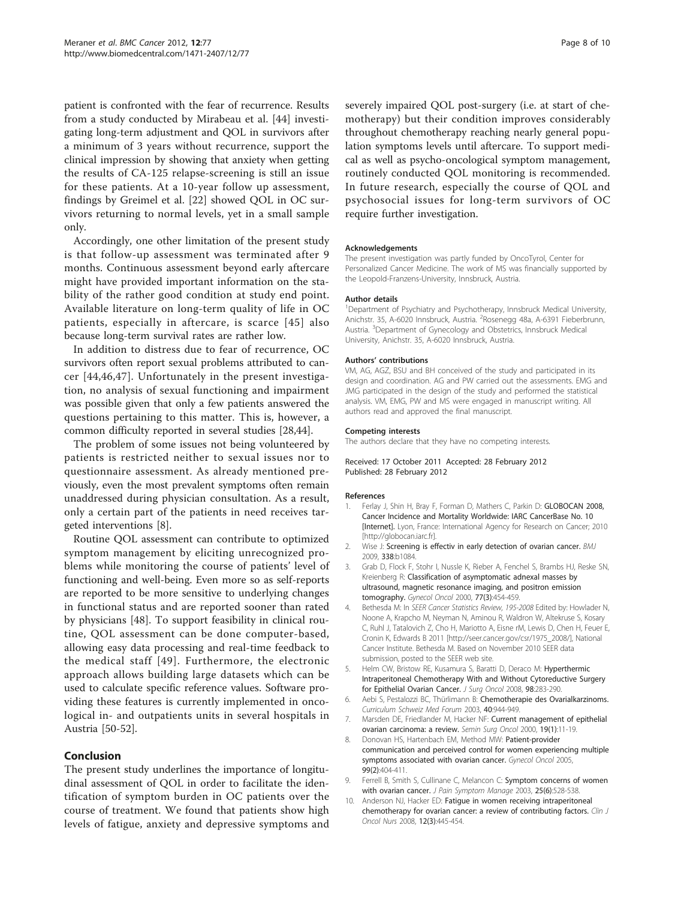patient is confronted with the fear of recurrence. Results from a study conducted by Mirabeau et al. [44] investigating long-term adjustment and QOL in survivors after a minimum of 3 years without recurrence, support the clinical impression by showing that anxiety when getting the results of CA-125 relapse-screening is still an issue for these patients. At a 10-year follow up assessment, findings by Greimel et al. [22] showed QOL in OC survivors returning to normal levels, yet in a small sample only.

Accordingly, one other limitation of the present study is that follow-up assessment was terminated after 9 months. Continuous assessment beyond early aftercare might have provided important information on the stability of the rather good condition at study end point. Available literature on long-term quality of life in OC patients, especially in aftercare, is scarce [45] also because long-term survival rates are rather low.

In addition to distress due to fear of recurrence, OC survivors often report sexual problems attributed to cancer [44,46,47]. Unfortunately in the present investigation, no analysis of sexual functioning and impairment was possible given that only a few patients answered the questions pertaining to this matter. This is, however, a common difficulty reported in several studies [28,44].

The problem of some issues not being volunteered by patients is restricted neither to sexual issues nor to questionnaire assessment. As already mentioned previously, even the most prevalent symptoms often remain unaddressed during physician consultation. As a result, only a certain part of the patients in need receives targeted interventions [8].

Routine QOL assessment can contribute to optimized symptom management by eliciting unrecognized problems while monitoring the course of patients' level of functioning and well-being. Even more so as self-reports are reported to be more sensitive to underlying changes in functional status and are reported sooner than rated by physicians [48]. To support feasibility in clinical routine, QOL assessment can be done computer-based, allowing easy data processing and real-time feedback to the medical staff [49]. Furthermore, the electronic approach allows building large datasets which can be used to calculate specific reference values. Software providing these features is currently implemented in oncological in- and outpatients units in several hospitals in Austria [50-52].

## Conclusion

The present study underlines the importance of longitudinal assessment of QOL in order to facilitate the identification of symptom burden in OC patients over the course of treatment. We found that patients show high levels of fatigue, anxiety and depressive symptoms and severely impaired QOL post-surgery (i.e. at start of chemotherapy) but their condition improves considerably throughout chemotherapy reaching nearly general population symptoms levels until aftercare. To support medical as well as psycho-oncological symptom management, routinely conducted QOL monitoring is recommended. In future research, especially the course of QOL and psychosocial issues for long-term survivors of OC require further investigation.

#### Acknowledgements

The present investigation was partly funded by OncoTyrol, Center for Personalized Cancer Medicine. The work of MS was financially supported by the Leopold-Franzens-University, Innsbruck, Austria.

#### Author details

[1]Department of Psychiatry and Psychotherapy, Innsbruck Medical University, Anichstr. 35, A-6020 Innsbruck, Austria. [2]Rosenegg 48a, A-6391 Fieberbrunn, Austria. [3]Department of Gynecology and Obstetrics, Innsbruck Medical University, Anichstr. 35, A-6020 Innsbruck, Austria.

#### Authors' contributions

VM, AG, AGZ, BSU and BH conceived of the study and participated in its design and coordination. AG and PW carried out the assessments. EMG and JMG participated in the design of the study and performed the statistical analysis. VM, EMG, PW and MS were engaged in manuscript writing. All authors read and approved the final manuscript.

#### Competing interests

The authors declare that they have no competing interests.

Received: 17 October 2011 Accepted: 28 February 2012
Published: 28 February 2012

#### References

1. Ferlay J, Shin H, Bray F, Forman D, Mathers C, Parkin D: **GLOBOCAN 2008, Cancer Incidence and Mortality Worldwide: IARC CancerBase No. 10 [Internet].** Lyon, France: International Agency for Research on Cancer; 2010 [http://globocan.iarc.fr].
2. Wise J: **Screening is effectiv in early detection of ovarian cancer.** *BMJ* 2009, **338**:b1084.
3. Grab D, Flock F, Stohr I, Nussle K, Rieber A, Fenchel S, Brambs HJ, Reske SN, Kreienberg R: **Classification of asymptomatic adnexal masses by ultrasound, magnetic resonance imaging, and positron emission tomography.** *Gynecol Oncol* 2000, **77(3)**:454-459.
4. Bethesda M: In *SEER Cancer Statistics Review, 195-2008* Edited by: Howlader N, Noone A, Krapcho M, Neyman N, Aminou R, Waldron W, Altekruse S, Kosary C, Ruhl J, Tatalovich Z, Cho H, Mariotto A, Eisne rM, Lewis D, Chen H, Feuer E, Cronin K, Edwards B 2011 [http://seer.cancer.gov/csr/1975_2008/], National Cancer Institute. Bethesda M. Based on November 2010 SEER data submission, posted to the SEER web site.
5. Helm CW, Bristow RE, Kusamura S, Baratti D, Deraco M: **Hyperthermic Intraperitoneal Chemotherapy With and Without Cytoreductive Surgery for Epithelial Ovarian Cancer.** *J Surg Oncol* 2008, **98**:283-290.
6. Aebi S, Pestalozzi BC, Thürlimann B: **Chemotherapie des Ovarialkarzinoms.** *Curriculum Schweiz Med Forum* 2003, **40**:944-949.
7. Marsden DE, Friedlander M, Hacker NF: **Current management of epithelial ovarian carcinoma: a review.** *Semin Surg Oncol* 2000, **19(1)**:11-19.
8. Donovan HS, Hartenbach EM, Method MW: **Patient-provider communication and perceived control for women experiencing multiple symptoms associated with ovarian cancer.** *Gynecol Oncol* 2005, **99(2)**:404-411.
9. Ferrell B, Smith S, Cullinane C, Melancon C: **Symptom concerns of women with ovarian cancer.** *J Pain Symptom Manage* 2003, **25(6)**:528-538.
10. Anderson NJ, Hacker ED: **Fatigue in women receiving intraperitoneal chemotherapy for ovarian cancer: a review of contributing factors.** *Clin J Oncol Nurs* 2008, **12(3)**:445-454.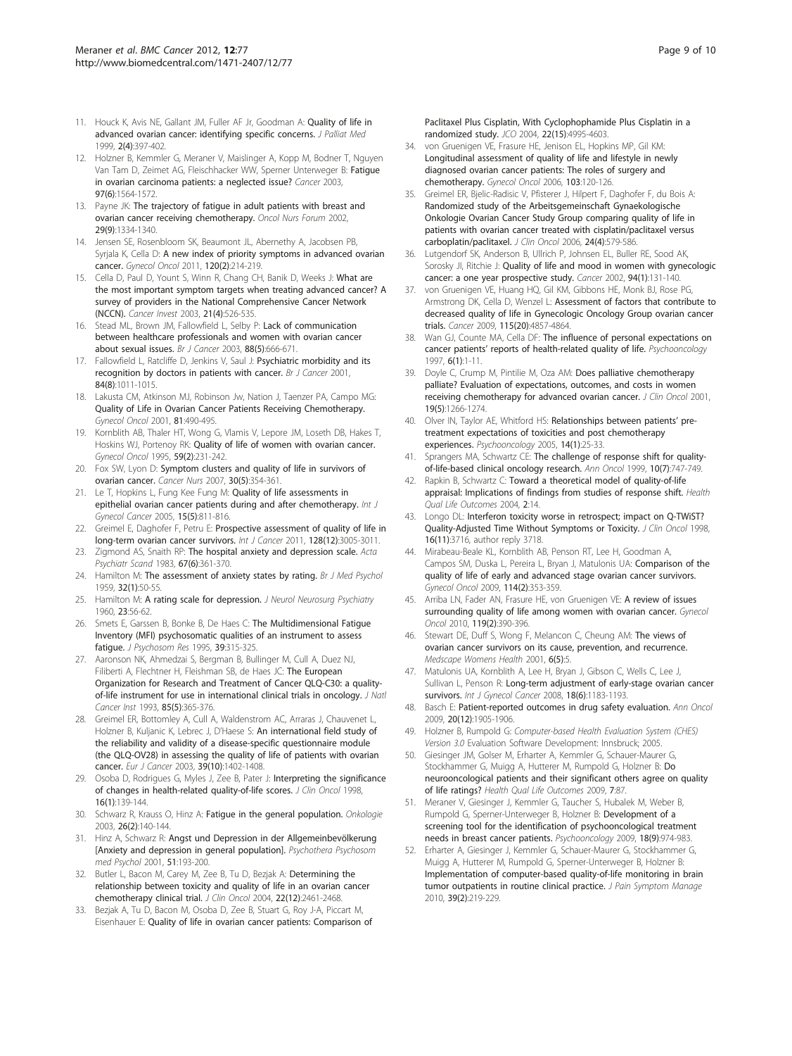11. Houck K, Avis NE, Gallant JM, Fuller AF Jr, Goodman A: **Quality of life in advanced ovarian cancer: identifying specific concerns.** *J Palliat Med* 1999, **2(4)**:397-402.
12. Holzner B, Kemmler G, Meraner V, Maislinger A, Kopp M, Bodner T, Nguyen Van Tam D, Zeimet AG, Fleischhacker WW, Sperner Unterweger B: **Fatigue in ovarian carcinoma patients: a neglected issue?** *Cancer* 2003, **97(6)**:1564-1572.
13. Payne JK: **The trajectory of fatigue in adult patients with breast and ovarian cancer receiving chemotherapy.** *Oncol Nurs Forum* 2002, **29(9)**:1334-1340.
14. Jensen SE, Rosenbloom SK, Beaumont JL, Abernethy A, Jacobsen PB, Syrjala K, Cella D: **A new index of priority symptoms in advanced ovarian cancer.** *Gynecol Oncol* 2011, **120(2)**:214-219.
15. Cella D, Paul D, Yount S, Winn R, Chang CH, Banik D, Weeks J: **What are the most important symptom targets when treating advanced cancer? A survey of providers in the National Comprehensive Cancer Network (NCCN).** *Cancer Invest* 2003, **21(4)**:526-535.
16. Stead ML, Brown JM, Fallowfield L, Selby P: **Lack of communication between healthcare professionals and women with ovarian cancer about sexual issues.** *Br J Cancer* 2003, **88(5)**:666-671.
17. Fallowfield L, Ratcliffe D, Jenkins V, Saul J: **Psychiatric morbidity and its recognition by doctors in patients with cancer.** *Br J Cancer* 2001, **84(8)**:1011-1015.
18. Lakusta CM, Atkinson MJ, Robinson Jw, Nation J, Taenzer PA, Campo MG: **Quality of Life in Ovarian Cancer Patients Receiving Chemotherapy.** *Gynecol Oncol* 2001, **81**:490-495.
19. Kornblith AB, Thaler HT, Wong G, Vlamis V, Lepore JM, Loseth DB, Hakes T, Hoskins WJ, Portenoy RK: **Quality of life of women with ovarian cancer.** *Gynecol Oncol* 1995, **59(2)**:231-242.
20. Fox SW, Lyon D: **Symptom clusters and quality of life in survivors of ovarian cancer.** *Cancer Nurs* 2007, **30(5)**:354-361.
21. Le T, Hopkins L, Fung Kee Fung M: **Quality of life assessments in epithelial ovarian cancer patients during and after chemotherapy.** *Int J Gynecol Cancer* 2005, **15(5)**:811-816.
22. Greimel E, Daghofer F, Petru E: **Prospective assessment of quality of life in long-term ovarian cancer survivors.** *Int J Cancer* 2011, **128(12)**:3005-3011.
23. Zigmond AS, Snaith RP: **The hospital anxiety and depression scale.** *Acta Psychiatr Scand* 1983, **67(6)**:361-370.
24. Hamilton M: **The assessment of anxiety states by rating.** *Br J Med Psychol* 1959, **32(1)**:50-55.
25. Hamilton M: **A rating scale for depression.** *J Neurol Neurosurg Psychiatry* 1960, **23**:56-62.
26. Smets E, Garssen B, Bonke B, De Haes C: **The Multidimensional Fatigue Inventory (MFI) psychosomatic qualities of an instrument to assess fatigue.** *J Psychosom Res* 1995, **39**:315-325.
27. Aaronson NK, Ahmedzai S, Bergman B, Bullinger M, Cull A, Duez NJ, Filiberti A, Flechtner H, Fleishman SB, de Haes JC: **The European Organization for Research and Treatment of Cancer QLQ-C30: a quality-of-life instrument for use in international clinical trials in oncology.** *J Natl Cancer Inst* 1993, **85(5)**:365-376.
28. Greimel ER, Bottomley A, Cull A, Waldenstrom AC, Arraras J, Chauvenet L, Holzner B, Kuljanic K, Lebrec J, D'Haese S: **An international field study of the reliability and validity of a disease-specific questionnaire module (the QLQ-OV28) in assessing the quality of life of patients with ovarian cancer.** *Eur J Cancer* 2003, **39(10)**:1402-1408.
29. Osoba D, Rodrigues G, Myles J, Zee B, Pater J: **Interpreting the significance of changes in health-related quality-of-life scores.** *J Clin Oncol* 1998, **16(1)**:139-144.
30. Schwarz R, Krauss O, Hinz A: **Fatigue in the general population.** *Onkologie* 2003, **26(2)**:140-144.
31. Hinz A, Schwarz R: **Angst und Depression in der Allgemeinbevölkerung [Anxiety and depression in general population].** *Psychothera Psychosom med Psychol* 2001, **51**:193-200.
32. Butler L, Bacon M, Carey M, Zee B, Tu D, Bezjak A: **Determining the relationship between toxicity and quality of life in an ovarian cancer chemotherapy clinical trial.** *J Clin Oncol* 2004, **22(12)**:2461-2468.
33. Bezjak A, Tu D, Bacon M, Osoba D, Zee B, Stuart G, Roy J-A, Piccart M, Eisenhauer E: **Quality of life in ovarian cancer patients: Comparison of Paclitaxel Plus Cisplatin, With Cyclophophamide Plus Cisplatin in a randomized study.** *JCO* 2004, **22(15)**:4995-4603.
34. von Gruenigen VE, Frasure HE, Jenison EL, Hopkins MP, Gil KM: **Longitudinal assessment of quality of life and lifestyle in newly diagnosed ovarian cancer patients: The roles of surgery and chemotherapy.** *Gynecol Oncol* 2006, **103**:120-126.
35. Greimel ER, Bjelic-Radisic V, Pfisterer J, Hilpert F, Daghofer F, du Bois A: **Randomized study of the Arbeitsgemeinschaft Gynaekologische Onkologie Ovarian Cancer Study Group comparing quality of life in patients with ovarian cancer treated with cisplatin/paclitaxel versus carboplatin/paclitaxel.** *J Clin Oncol* 2006, **24(4)**:579-586.
36. Lutgendorf SK, Anderson B, Ullrich P, Johnsen EL, Buller RE, Sood AK, Sorosky JI, Ritchie J: **Quality of life and mood in women with gynecologic cancer: a one year prospective study.** *Cancer* 2002, **94(1)**:131-140.
37. von Gruenigen VE, Huang HQ, Gil KM, Gibbons HE, Monk BJ, Rose PG, Armstrong DK, Cella D, Wenzel L: **Assessment of factors that contribute to decreased quality of life in Gynecologic Oncology Group ovarian cancer trials.** *Cancer* 2009, **115(20)**:4857-4864.
38. Wan GJ, Counte MA, Cella DF: **The influence of personal expectations on cancer patients' reports of health-related quality of life.** *Psychooncology* 1997, **6(1)**:1-11.
39. Doyle C, Crump M, Pintilie M, Oza AM: **Does palliative chemotherapy palliate? Evaluation of expectations, outcomes, and costs in women receiving chemotherapy for advanced ovarian cancer.** *J Clin Oncol* 2001, **19(5)**:1266-1274.
40. Olver IN, Taylor AE, Whitford HS: **Relationships between patients' pre-treatment expectations of toxicities and post chemotherapy experiences.** *Psychooncology* 2005, **14(1)**:25-33.
41. Sprangers MA, Schwartz CE: **The challenge of response shift for quality-of-life-based clinical oncology research.** *Ann Oncol* 1999, **10(7)**:747-749.
42. Rapkin B, Schwartz C: **Toward a theoretical model of quality-of-life appraisal: Implications of findings from studies of response shift.** *Health Qual Life Outcomes* 2004, **2**:14.
43. Longo DL: **Interferon toxicity worse in retrospect; impact on Q-TWiST? Quality-Adjusted Time Without Symptoms or Toxicity.** *J Clin Oncol* 1998, **16(11)**:3716, author reply 3718.
44. Mirabeau-Beale KL, Kornblith AB, Penson RT, Lee H, Goodman A, Campos SM, Duska L, Pereira L, Bryan J, Matulonis UA: **Comparison of the quality of life of early and advanced stage ovarian cancer survivors.** *Gynecol Oncol* 2009, **114(2)**:353-359.
45. Arriba LN, Fader AN, Frasure HE, von Gruenigen VE: **A review of issues surrounding quality of life among women with ovarian cancer.** *Gynecol Oncol* 2010, **119(2)**:390-396.
46. Stewart DE, Duff S, Wong F, Melancon C, Cheung AM: **The views of ovarian cancer survivors on its cause, prevention, and recurrence.** *Medscape Womens Health* 2001, **6(5)**:5.
47. Matulonis UA, Kornblith A, Lee H, Bryan J, Gibson C, Wells C, Lee J, Sullivan L, Penson R: **Long-term adjustment of early-stage ovarian cancer survivors.** *Int J Gynecol Cancer* 2008, **18(6)**:1183-1193.
48. Basch E: **Patient-reported outcomes in drug safety evaluation.** *Ann Oncol* 2009, **20(12)**:1905-1906.
49. Holzner B, Rumpold G: *Computer-based Health Evaluation System (CHES) Version 3.0* Evaluation Software Development: Innsbruck; 2005.
50. Giesinger JM, Golser M, Erharter A, Kemmler G, Schauer-Maurer G, Stockhammer G, Muigg A, Hutterer M, Rumpold G, Holzner B: **Do neurooncological patients and their significant others agree on quality of life ratings?** *Health Qual Life Outcomes* 2009, **7**:87.
51. Meraner V, Giesinger J, Kemmler G, Taucher S, Hubalek M, Weber B, Rumpold G, Sperner-Unterweger B, Holzner B: **Development of a screening tool for the identification of psychooncological treatment needs in breast cancer patients.** *Psychooncology* 2009, **18(9)**:974-983.
52. Erharter A, Giesinger J, Kemmler G, Schauer-Maurer G, Stockhammer G, Muigg A, Hutterer M, Rumpold G, Sperner-Unterweger B, Holzner B: **Implementation of computer-based quality-of-life monitoring in brain tumor outpatients in routine clinical practice.** *J Pain Symptom Manage* 2010, **39(2)**:219-229.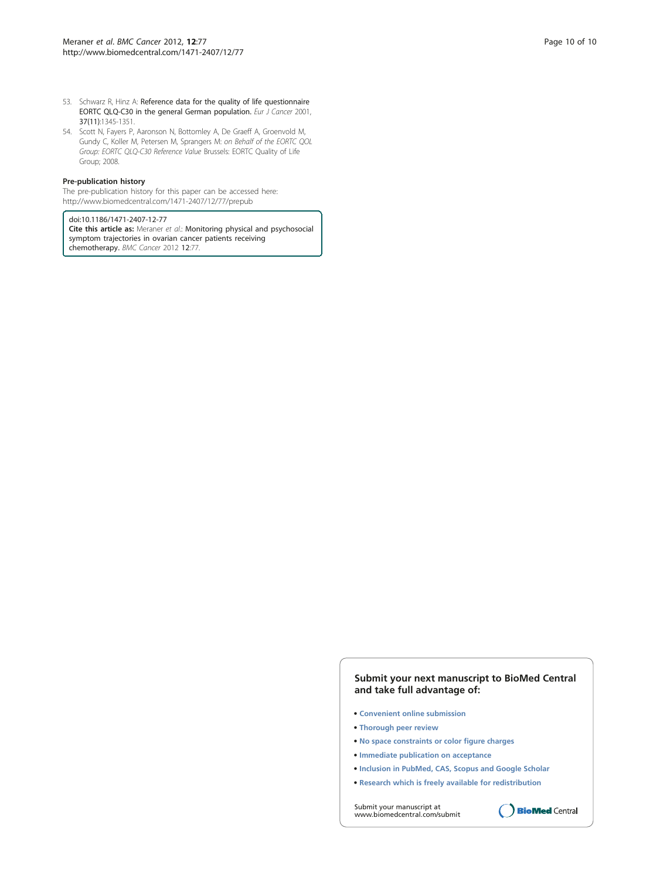53. Schwarz R, Hinz A: **Reference data for the quality of life questionnaire EORTC QLQ-C30 in the general German population.** *Eur J Cancer* 2001, **37(11)**:1345-1351.
54. Scott N, Fayers P, Aaronson N, Bottomley A, De Graeff A, Groenvold M, Gundy C, Koller M, Petersen M, Sprangers M: *on Behalf of the EORTC QOL Group: EORTC QLQ-C30 Reference Value* Brussels: EORTC Quality of Life Group; 2008.

**Pre-publication history**

The pre-publication history for this paper can be accessed here: http://www.biomedcentral.com/1471-2407/12/77/prepub

doi:10.1186/1471-2407-12-77
**Cite this article as:** Meraner *et al.*: Monitoring physical and psychosocial symptom trajectories in ovarian cancer patients receiving chemotherapy. *BMC Cancer* 2012 **12**:77.

**Submit your next manuscript to BioMed Central and take full advantage of:**

- Convenient online submission
- Thorough peer review
- No space constraints or color figure charges
- Immediate publication on acceptance
- Inclusion in PubMed, CAS, Scopus and Google Scholar
- Research which is freely available for redistribution

Submit your manuscript at www.biomedcentral.com/submit

BioMed Central